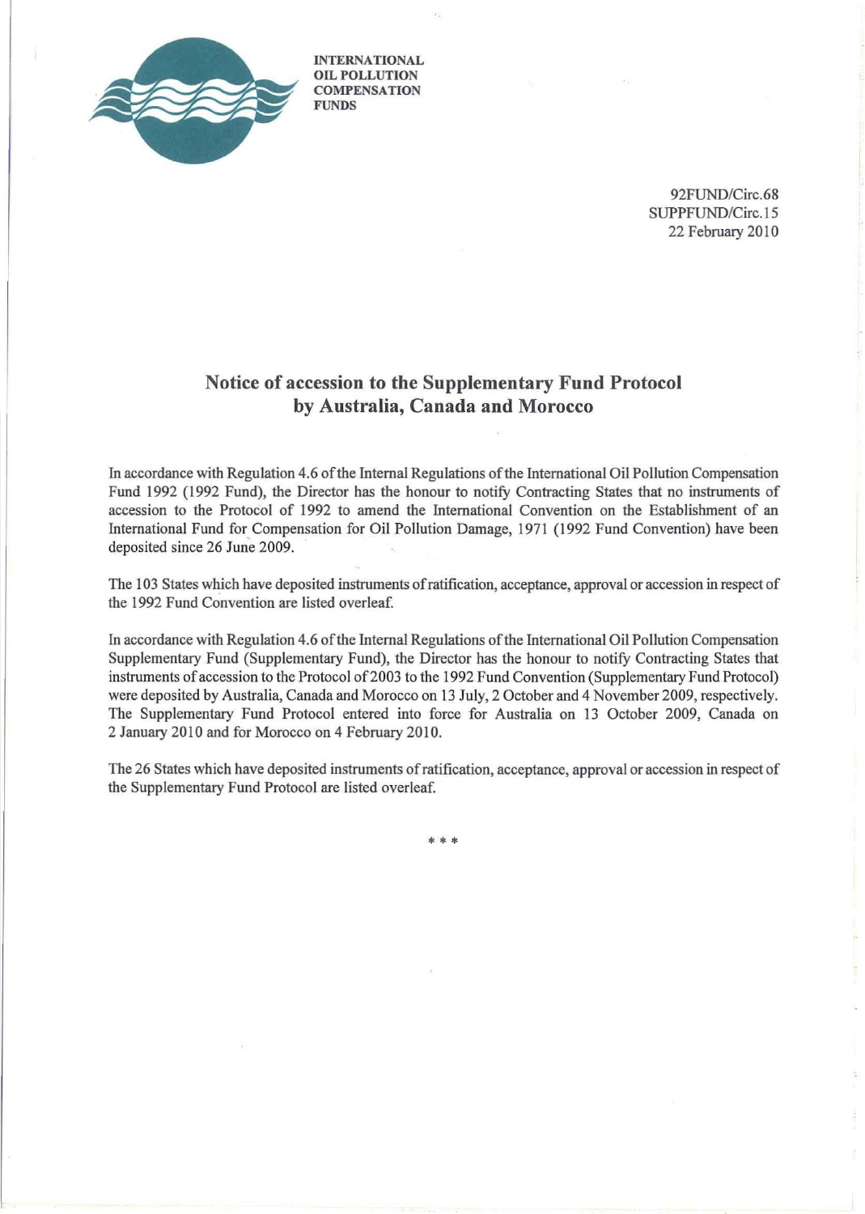INTERNATIONAL
OIL POLLUTION
COMPENSATION
FUNDS

92FUND/Circ.68
SUPPFUND/Circ.15
22 February 2010

## Notice of accession to the Supplementary Fund Protocol by Australia, Canada and Morocco

In accordance with Regulation 4.6 of the Internal Regulations of the International Oil Pollution Compensation Fund 1992 (1992 Fund), the Director has the honour to notify Contracting States that no instruments of accession to the Protocol of 1992 to amend the International Convention on the Establishment of an International Fund for Compensation for Oil Pollution Damage, 1971 (1992 Fund Convention) have been deposited since 26 June 2009.

The 103 States which have deposited instruments of ratification, acceptance, approval or accession in respect of the 1992 Fund Convention are listed overleaf.

In accordance with Regulation 4.6 of the Internal Regulations of the International Oil Pollution Compensation Supplementary Fund (Supplementary Fund), the Director has the honour to notify Contracting States that instruments of accession to the Protocol of 2003 to the 1992 Fund Convention (Supplementary Fund Protocol) were deposited by Australia, Canada and Morocco on 13 July, 2 October and 4 November 2009, respectively. The Supplementary Fund Protocol entered into force for Australia on 13 October 2009, Canada on 2 January 2010 and for Morocco on 4 February 2010.

The 26 States which have deposited instruments of ratification, acceptance, approval or accession in respect of the Supplementary Fund Protocol are listed overleaf.

\* \* \*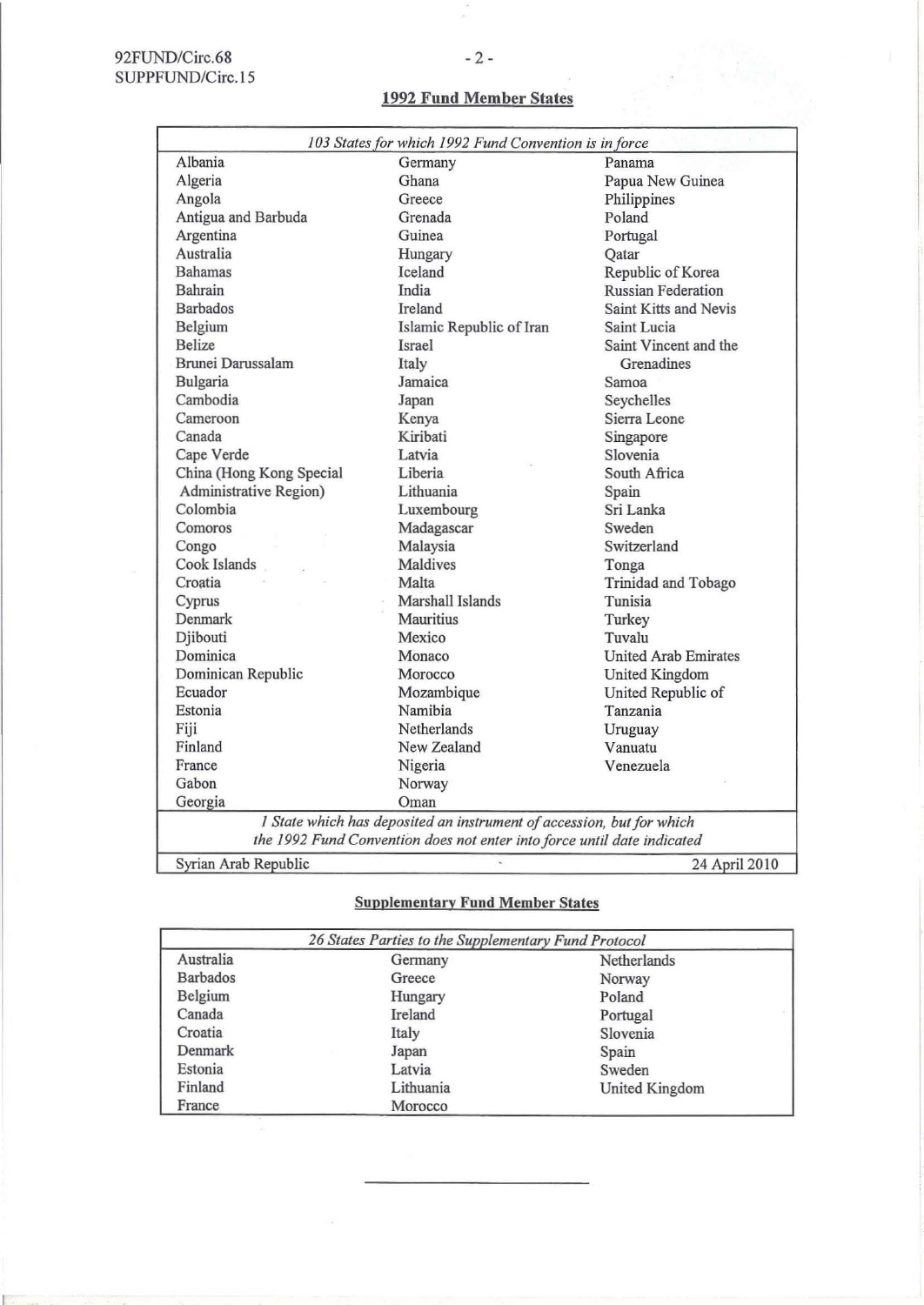## 1992 Fund Member States

| *103 States for which 1992 Fund Convention is in force* | | |
|---|---|---|
| Albania | Germany | Panama |
| Algeria | Ghana | Papua New Guinea |
| Angola | Greece | Philippines |
| Antigua and Barbuda | Grenada | Poland |
| Argentina | Guinea | Portugal |
| Australia | Hungary | Qatar |
| Bahamas | Iceland | Republic of Korea |
| Bahrain | India | Russian Federation |
| Barbados | Ireland | Saint Kitts and Nevis |
| Belgium | Islamic Republic of Iran | Saint Lucia |
| Belize | Israel | Saint Vincent and the Grenadines |
| Brunei Darussalam | Italy | Samoa |
| Bulgaria | Jamaica | Seychelles |
| Cambodia | Japan | Sierra Leone |
| Cameroon | Kenya | Singapore |
| Canada | Kiribati | Slovenia |
| Cape Verde | Latvia | South Africa |
| China (Hong Kong Special Administrative Region) | Liberia | Spain |
| Colombia | Lithuania | Sri Lanka |
| Comoros | Luxembourg | Sweden |
| Congo | Madagascar | Switzerland |
| Cook Islands | Malaysia | Tonga |
| Croatia | Maldives | Trinidad and Tobago |
| Cyprus | Malta | Tunisia |
| Denmark | Marshall Islands | Turkey |
| Djibouti | Mauritius | Tuvalu |
| Dominica | Mexico | United Arab Emirates |
| Dominican Republic | Monaco | United Kingdom |
| Ecuador | Morocco | United Republic of Tanzania |
| Estonia | Mozambique | Uruguay |
| Fiji | Namibia | Vanuatu |
| Finland | Netherlands | Venezuela |
| France | New Zealand | |
| Gabon | Nigeria | |
| Georgia | Norway | |
| | Oman | |
| *1 State which has deposited an instrument of accession, but for which the 1992 Fund Convention does not enter into force until date indicated* | | |
| Syrian Arab Republic | | 24 April 2010 |

## Supplementary Fund Member States

| *26 States Parties to the Supplementary Fund Protocol* | | |
|---|---|---|
| Australia | Germany | Netherlands |
| Barbados | Greece | Norway |
| Belgium | Hungary | Poland |
| Canada | Ireland | Portugal |
| Croatia | Italy | Slovenia |
| Denmark | Japan | Spain |
| Estonia | Latvia | Sweden |
| Finland | Lithuania | United Kingdom |
| France | Morocco | |